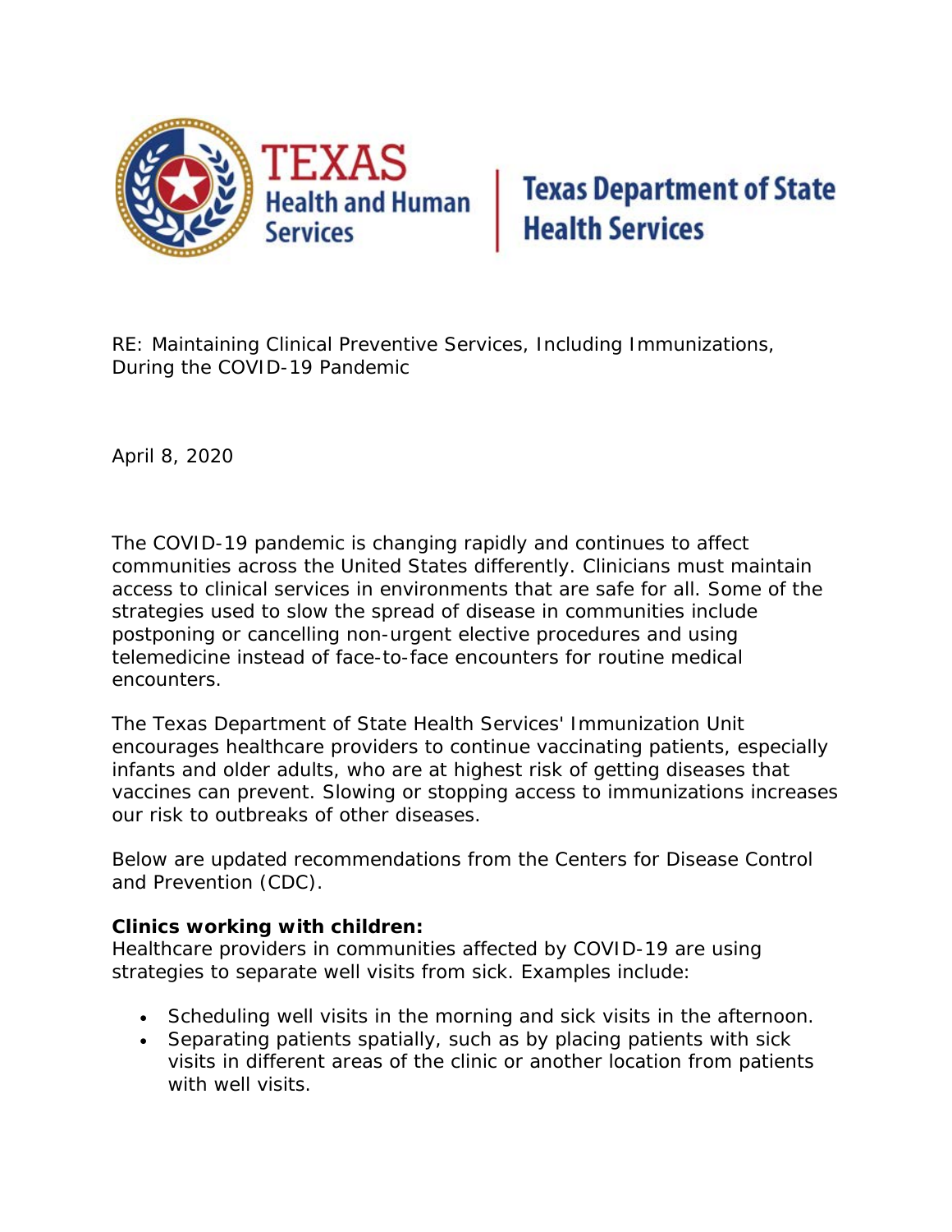TEXAS Health and Human Services | Texas Department of State Health Services

RE: Maintaining Clinical Preventive Services, Including Immunizations, During the COVID-19 Pandemic

April 8, 2020

The COVID-19 pandemic is changing rapidly and continues to affect communities across the United States differently. Clinicians must maintain access to clinical services in environments that are safe for all. Some of the strategies used to slow the spread of disease in communities include postponing or cancelling non-urgent elective procedures and using telemedicine instead of face-to-face encounters for routine medical encounters.

The Texas Department of State Health Services' Immunization Unit encourages healthcare providers to continue vaccinating patients, especially infants and older adults, who are at highest risk of getting diseases that vaccines can prevent. Slowing or stopping access to immunizations increases our risk to outbreaks of other diseases.

Below are updated recommendations from the Centers for Disease Control and Prevention (CDC).

**Clinics working with children:**
Healthcare providers in communities affected by COVID-19 are using strategies to separate well visits from sick. Examples include:

- Scheduling well visits in the morning and sick visits in the afternoon.
- Separating patients spatially, such as by placing patients with sick visits in different areas of the clinic or another location from patients with well visits.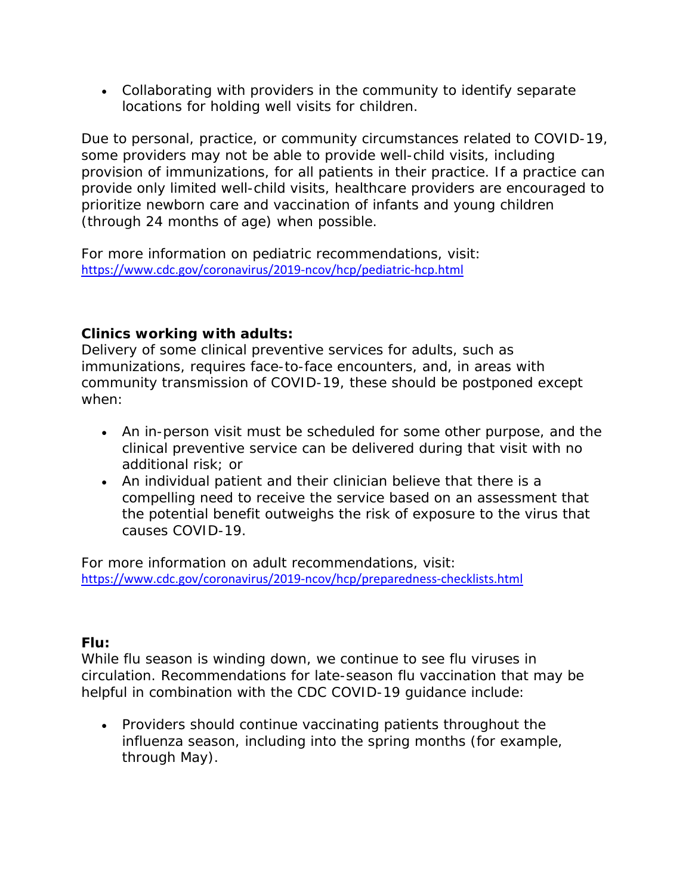- Collaborating with providers in the community to identify separate locations for holding well visits for children.

Due to personal, practice, or community circumstances related to COVID-19, some providers may not be able to provide well-child visits, including provision of immunizations, for all patients in their practice. If a practice can provide only limited well-child visits, healthcare providers are encouraged to prioritize newborn care and vaccination of infants and young children (through 24 months of age) when possible.

For more information on pediatric recommendations, visit: https://www.cdc.gov/coronavirus/2019-ncov/hcp/pediatric-hcp.html

**Clinics working with adults:**
Delivery of some clinical preventive services for adults, such as immunizations, requires face-to-face encounters, and, in areas with community transmission of COVID-19, these should be postponed except when:

- An in-person visit must be scheduled for some other purpose, and the clinical preventive service can be delivered during that visit with no additional risk; or
- An individual patient and their clinician believe that there is a compelling need to receive the service based on an assessment that the potential benefit outweighs the risk of exposure to the virus that causes COVID-19.

For more information on adult recommendations, visit: https://www.cdc.gov/coronavirus/2019-ncov/hcp/preparedness-checklists.html

**Flu:**
While flu season is winding down, we continue to see flu viruses in circulation. Recommendations for late-season flu vaccination that may be helpful in combination with the CDC COVID-19 guidance include:

- Providers should continue vaccinating patients throughout the influenza season, including into the spring months (for example, through May).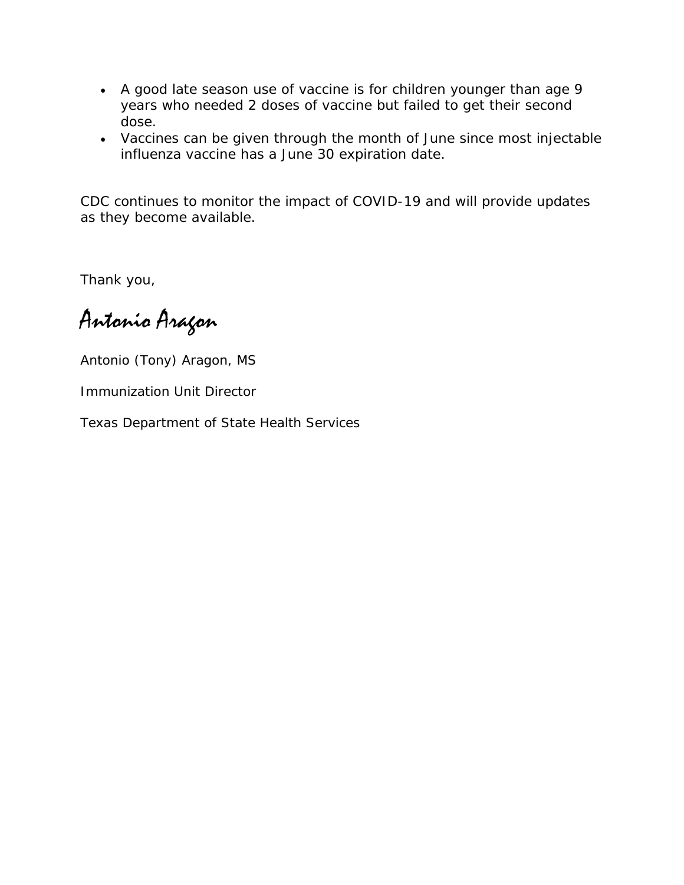- A good late season use of vaccine is for children younger than age 9 years who needed 2 doses of vaccine but failed to get their second dose.
- Vaccines can be given through the month of June since most injectable influenza vaccine has a June 30 expiration date.

CDC continues to monitor the impact of COVID-19 and will provide updates as they become available.

Thank you,

Antonio Aragon

Antonio (Tony) Aragon, MS

Immunization Unit Director

Texas Department of State Health Services